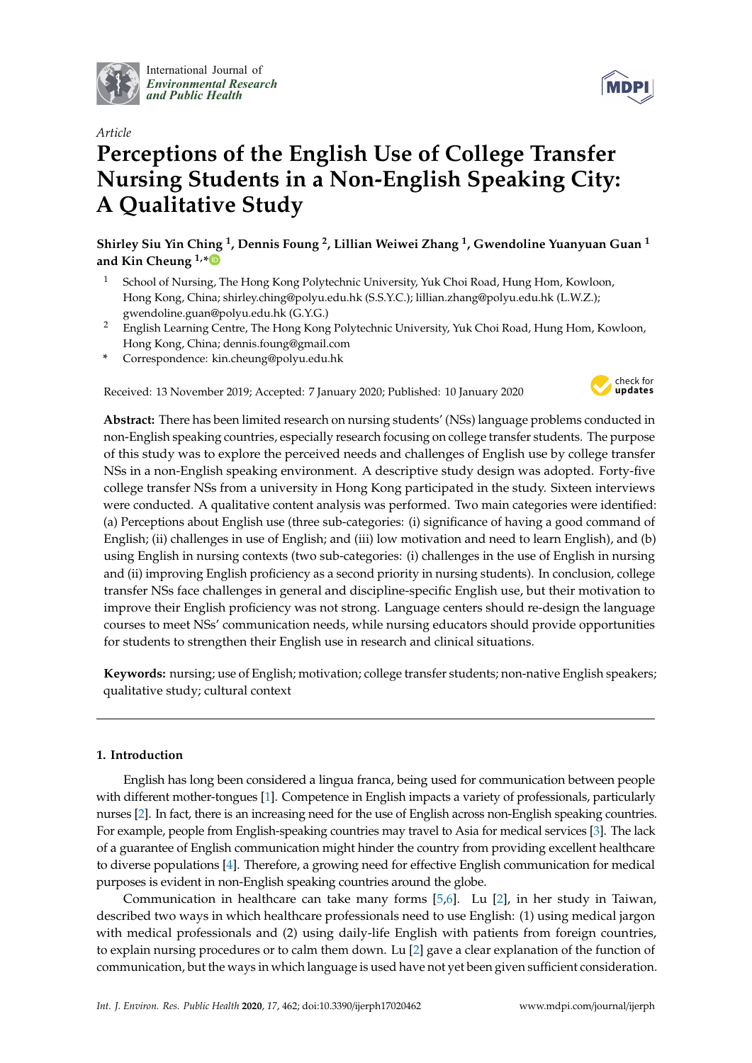International Journal of *Environmental Research and Public Health*

*Article*

# Perceptions of the English Use of College Transfer Nursing Students in a Non-English Speaking City: A Qualitative Study

**Shirley Siu Yin Ching [1], Dennis Foung [2], Lillian Weiwei Zhang [1], Gwendoline Yuanyuan Guan [1] and Kin Cheung [1,*]**

[1] School of Nursing, The Hong Kong Polytechnic University, Yuk Choi Road, Hung Hom, Kowloon, Hong Kong, China; shirley.ching@polyu.edu.hk (S.S.Y.C.); lillian.zhang@polyu.edu.hk (L.W.Z.); gwendoline.guan@polyu.edu.hk (G.Y.G.)

[2] English Learning Centre, The Hong Kong Polytechnic University, Yuk Choi Road, Hung Hom, Kowloon, Hong Kong, China; dennis.foung@gmail.com

\* Correspondence: kin.cheung@polyu.edu.hk

Received: 13 November 2019; Accepted: 7 January 2020; Published: 10 January 2020

**Abstract:** There has been limited research on nursing students' (NSs) language problems conducted in non-English speaking countries, especially research focusing on college transfer students. The purpose of this study was to explore the perceived needs and challenges of English use by college transfer NSs in a non-English speaking environment. A descriptive study design was adopted. Forty-five college transfer NSs from a university in Hong Kong participated in the study. Sixteen interviews were conducted. A qualitative content analysis was performed. Two main categories were identified: (a) Perceptions about English use (three sub-categories: (i) significance of having a good command of English; (ii) challenges in use of English; and (iii) low motivation and need to learn English), and (b) using English in nursing contexts (two sub-categories: (i) challenges in the use of English in nursing and (ii) improving English proficiency as a second priority in nursing students). In conclusion, college transfer NSs face challenges in general and discipline-specific English use, but their motivation to improve their English proficiency was not strong. Language centers should re-design the language courses to meet NSs' communication needs, while nursing educators should provide opportunities for students to strengthen their English use in research and clinical situations.

**Keywords:** nursing; use of English; motivation; college transfer students; non-native English speakers; qualitative study; cultural context

## 1. Introduction

English has long been considered a lingua franca, being used for communication between people with different mother-tongues [1]. Competence in English impacts a variety of professionals, particularly nurses [2]. In fact, there is an increasing need for the use of English across non-English speaking countries. For example, people from English-speaking countries may travel to Asia for medical services [3]. The lack of a guarantee of English communication might hinder the country from providing excellent healthcare to diverse populations [4]. Therefore, a growing need for effective English communication for medical purposes is evident in non-English speaking countries around the globe.

Communication in healthcare can take many forms [5,6]. Lu [2], in her study in Taiwan, described two ways in which healthcare professionals need to use English: (1) using medical jargon with medical professionals and (2) using daily-life English with patients from foreign countries, to explain nursing procedures or to calm them down. Lu [2] gave a clear explanation of the function of communication, but the ways in which language is used have not yet been given sufficient consideration.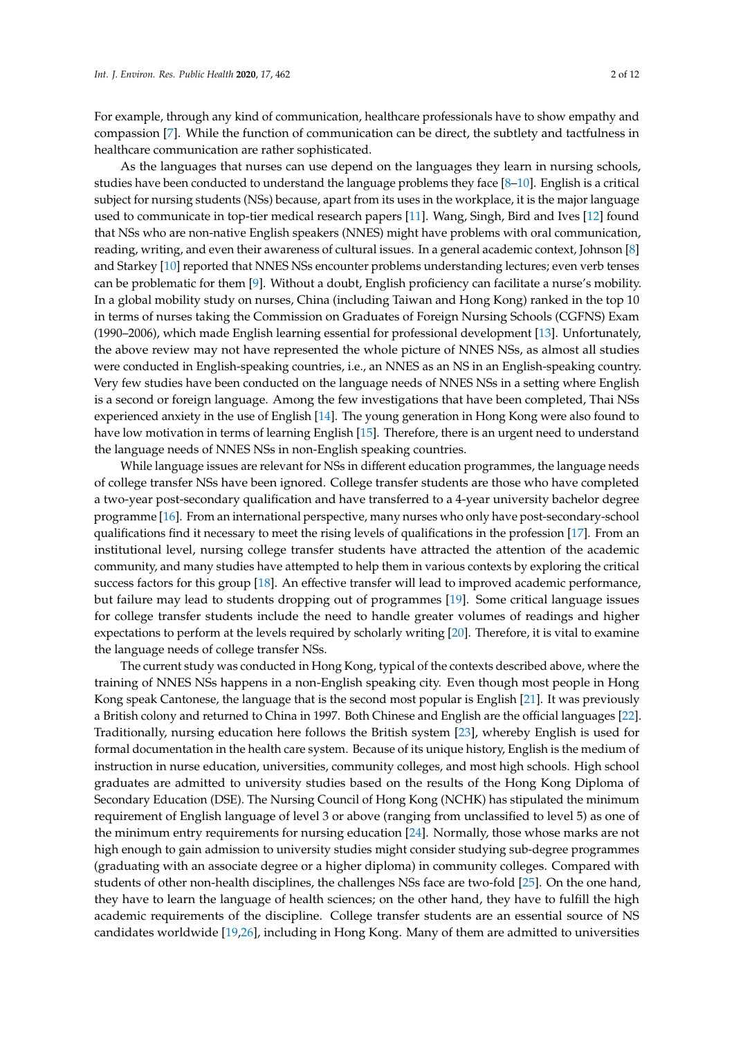For example, through any kind of communication, healthcare professionals have to show empathy and compassion [7]. While the function of communication can be direct, the subtlety and tactfulness in healthcare communication are rather sophisticated.

As the languages that nurses can use depend on the languages they learn in nursing schools, studies have been conducted to understand the language problems they face [8–10]. English is a critical subject for nursing students (NSs) because, apart from its uses in the workplace, it is the major language used to communicate in top-tier medical research papers [11]. Wang, Singh, Bird and Ives [12] found that NSs who are non-native English speakers (NNES) might have problems with oral communication, reading, writing, and even their awareness of cultural issues. In a general academic context, Johnson [8] and Starkey [10] reported that NNES NSs encounter problems understanding lectures; even verb tenses can be problematic for them [9]. Without a doubt, English proficiency can facilitate a nurse's mobility. In a global mobility study on nurses, China (including Taiwan and Hong Kong) ranked in the top 10 in terms of nurses taking the Commission on Graduates of Foreign Nursing Schools (CGFNS) Exam (1990–2006), which made English learning essential for professional development [13]. Unfortunately, the above review may not have represented the whole picture of NNES NSs, as almost all studies were conducted in English-speaking countries, i.e., an NNES as an NS in an English-speaking country. Very few studies have been conducted on the language needs of NNES NSs in a setting where English is a second or foreign language. Among the few investigations that have been completed, Thai NSs experienced anxiety in the use of English [14]. The young generation in Hong Kong were also found to have low motivation in terms of learning English [15]. Therefore, there is an urgent need to understand the language needs of NNES NSs in non-English speaking countries.

While language issues are relevant for NSs in different education programmes, the language needs of college transfer NSs have been ignored. College transfer students are those who have completed a two-year post-secondary qualification and have transferred to a 4-year university bachelor degree programme [16]. From an international perspective, many nurses who only have post-secondary-school qualifications find it necessary to meet the rising levels of qualifications in the profession [17]. From an institutional level, nursing college transfer students have attracted the attention of the academic community, and many studies have attempted to help them in various contexts by exploring the critical success factors for this group [18]. An effective transfer will lead to improved academic performance, but failure may lead to students dropping out of programmes [19]. Some critical language issues for college transfer students include the need to handle greater volumes of readings and higher expectations to perform at the levels required by scholarly writing [20]. Therefore, it is vital to examine the language needs of college transfer NSs.

The current study was conducted in Hong Kong, typical of the contexts described above, where the training of NNES NSs happens in a non-English speaking city. Even though most people in Hong Kong speak Cantonese, the language that is the second most popular is English [21]. It was previously a British colony and returned to China in 1997. Both Chinese and English are the official languages [22]. Traditionally, nursing education here follows the British system [23], whereby English is used for formal documentation in the health care system. Because of its unique history, English is the medium of instruction in nurse education, universities, community colleges, and most high schools. High school graduates are admitted to university studies based on the results of the Hong Kong Diploma of Secondary Education (DSE). The Nursing Council of Hong Kong (NCHK) has stipulated the minimum requirement of English language of level 3 or above (ranging from unclassified to level 5) as one of the minimum entry requirements for nursing education [24]. Normally, those whose marks are not high enough to gain admission to university studies might consider studying sub-degree programmes (graduating with an associate degree or a higher diploma) in community colleges. Compared with students of other non-health disciplines, the challenges NSs face are two-fold [25]. On the one hand, they have to learn the language of health sciences; on the other hand, they have to fulfill the high academic requirements of the discipline. College transfer students are an essential source of NS candidates worldwide [19,26], including in Hong Kong. Many of them are admitted to universities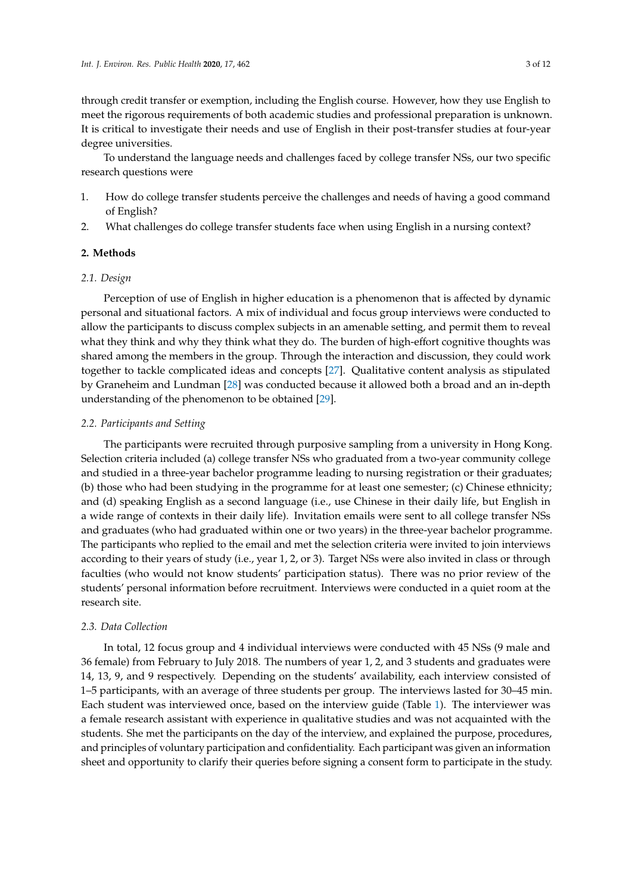through credit transfer or exemption, including the English course. However, how they use English to meet the rigorous requirements of both academic studies and professional preparation is unknown. It is critical to investigate their needs and use of English in their post-transfer studies at four-year degree universities.

To understand the language needs and challenges faced by college transfer NSs, our two specific research questions were

1. How do college transfer students perceive the challenges and needs of having a good command of English?
2. What challenges do college transfer students face when using English in a nursing context?

## 2. Methods

### *2.1. Design*

Perception of use of English in higher education is a phenomenon that is affected by dynamic personal and situational factors. A mix of individual and focus group interviews were conducted to allow the participants to discuss complex subjects in an amenable setting, and permit them to reveal what they think and why they think what they do. The burden of high-effort cognitive thoughts was shared among the members in the group. Through the interaction and discussion, they could work together to tackle complicated ideas and concepts [27]. Qualitative content analysis as stipulated by Graneheim and Lundman [28] was conducted because it allowed both a broad and an in-depth understanding of the phenomenon to be obtained [29].

### *2.2. Participants and Setting*

The participants were recruited through purposive sampling from a university in Hong Kong. Selection criteria included (a) college transfer NSs who graduated from a two-year community college and studied in a three-year bachelor programme leading to nursing registration or their graduates; (b) those who had been studying in the programme for at least one semester; (c) Chinese ethnicity; and (d) speaking English as a second language (i.e., use Chinese in their daily life, but English in a wide range of contexts in their daily life). Invitation emails were sent to all college transfer NSs and graduates (who had graduated within one or two years) in the three-year bachelor programme. The participants who replied to the email and met the selection criteria were invited to join interviews according to their years of study (i.e., year 1, 2, or 3). Target NSs were also invited in class or through faculties (who would not know students' participation status). There was no prior review of the students' personal information before recruitment. Interviews were conducted in a quiet room at the research site.

### *2.3. Data Collection*

In total, 12 focus group and 4 individual interviews were conducted with 45 NSs (9 male and 36 female) from February to July 2018. The numbers of year 1, 2, and 3 students and graduates were 14, 13, 9, and 9 respectively. Depending on the students' availability, each interview consisted of 1–5 participants, with an average of three students per group. The interviews lasted for 30–45 min. Each student was interviewed once, based on the interview guide (Table 1). The interviewer was a female research assistant with experience in qualitative studies and was not acquainted with the students. She met the participants on the day of the interview, and explained the purpose, procedures, and principles of voluntary participation and confidentiality. Each participant was given an information sheet and opportunity to clarify their queries before signing a consent form to participate in the study.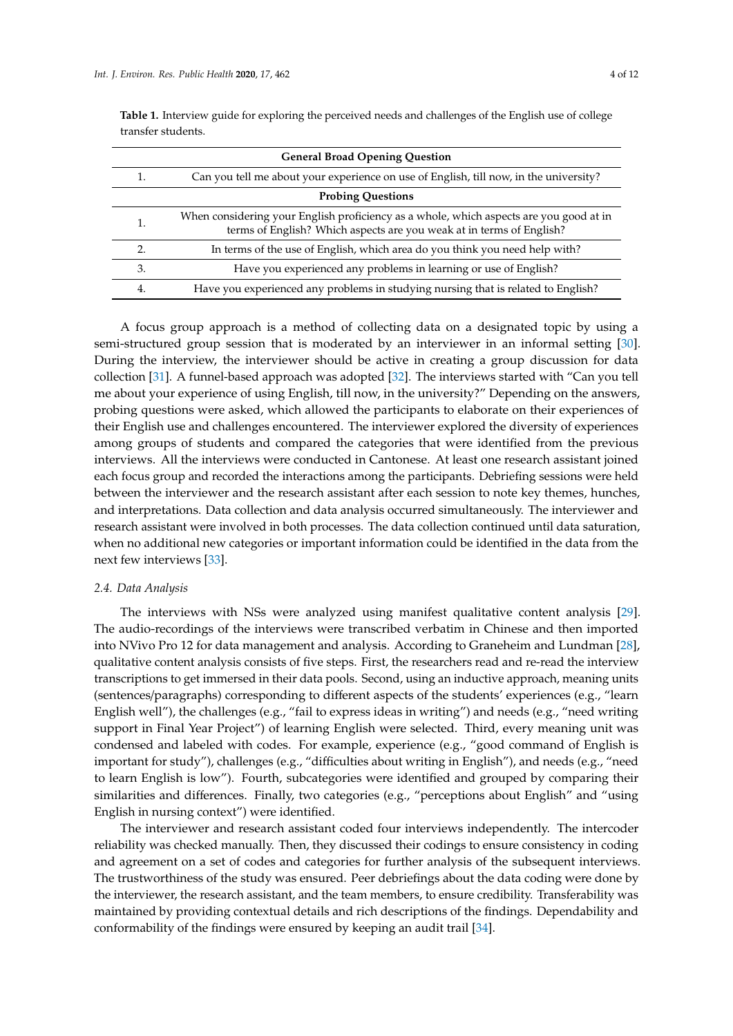**Table 1.** Interview guide for exploring the perceived needs and challenges of the English use of college transfer students.

| | General Broad Opening Question |
|---|---|
| 1. | Can you tell me about your experience on use of English, till now, in the university? |
| | **Probing Questions** |
| 1. | When considering your English proficiency as a whole, which aspects are you good at in terms of English? Which aspects are you weak at in terms of English? |
| 2. | In terms of the use of English, which area do you think you need help with? |
| 3. | Have you experienced any problems in learning or use of English? |
| 4. | Have you experienced any problems in studying nursing that is related to English? |

A focus group approach is a method of collecting data on a designated topic by using a semi-structured group session that is moderated by an interviewer in an informal setting [30]. During the interview, the interviewer should be active in creating a group discussion for data collection [31]. A funnel-based approach was adopted [32]. The interviews started with "Can you tell me about your experience of using English, till now, in the university?" Depending on the answers, probing questions were asked, which allowed the participants to elaborate on their experiences of their English use and challenges encountered. The interviewer explored the diversity of experiences among groups of students and compared the categories that were identified from the previous interviews. All the interviews were conducted in Cantonese. At least one research assistant joined each focus group and recorded the interactions among the participants. Debriefing sessions were held between the interviewer and the research assistant after each session to note key themes, hunches, and interpretations. Data collection and data analysis occurred simultaneously. The interviewer and research assistant were involved in both processes. The data collection continued until data saturation, when no additional new categories or important information could be identified in the data from the next few interviews [33].

### 2.4. Data Analysis

The interviews with NSs were analyzed using manifest qualitative content analysis [29]. The audio-recordings of the interviews were transcribed verbatim in Chinese and then imported into NVivo Pro 12 for data management and analysis. According to Graneheim and Lundman [28], qualitative content analysis consists of five steps. First, the researchers read and re-read the interview transcriptions to get immersed in their data pools. Second, using an inductive approach, meaning units (sentences/paragraphs) corresponding to different aspects of the students' experiences (e.g., "learn English well"), the challenges (e.g., "fail to express ideas in writing") and needs (e.g., "need writing support in Final Year Project") of learning English were selected. Third, every meaning unit was condensed and labeled with codes. For example, experience (e.g., "good command of English is important for study"), challenges (e.g., "difficulties about writing in English"), and needs (e.g., "need to learn English is low"). Fourth, subcategories were identified and grouped by comparing their similarities and differences. Finally, two categories (e.g., "perceptions about English" and "using English in nursing context") were identified.

The interviewer and research assistant coded four interviews independently. The intercoder reliability was checked manually. Then, they discussed their codings to ensure consistency in coding and agreement on a set of codes and categories for further analysis of the subsequent interviews. The trustworthiness of the study was ensured. Peer debriefings about the data coding were done by the interviewer, the research assistant, and the team members, to ensure credibility. Transferability was maintained by providing contextual details and rich descriptions of the findings. Dependability and conformability of the findings were ensured by keeping an audit trail [34].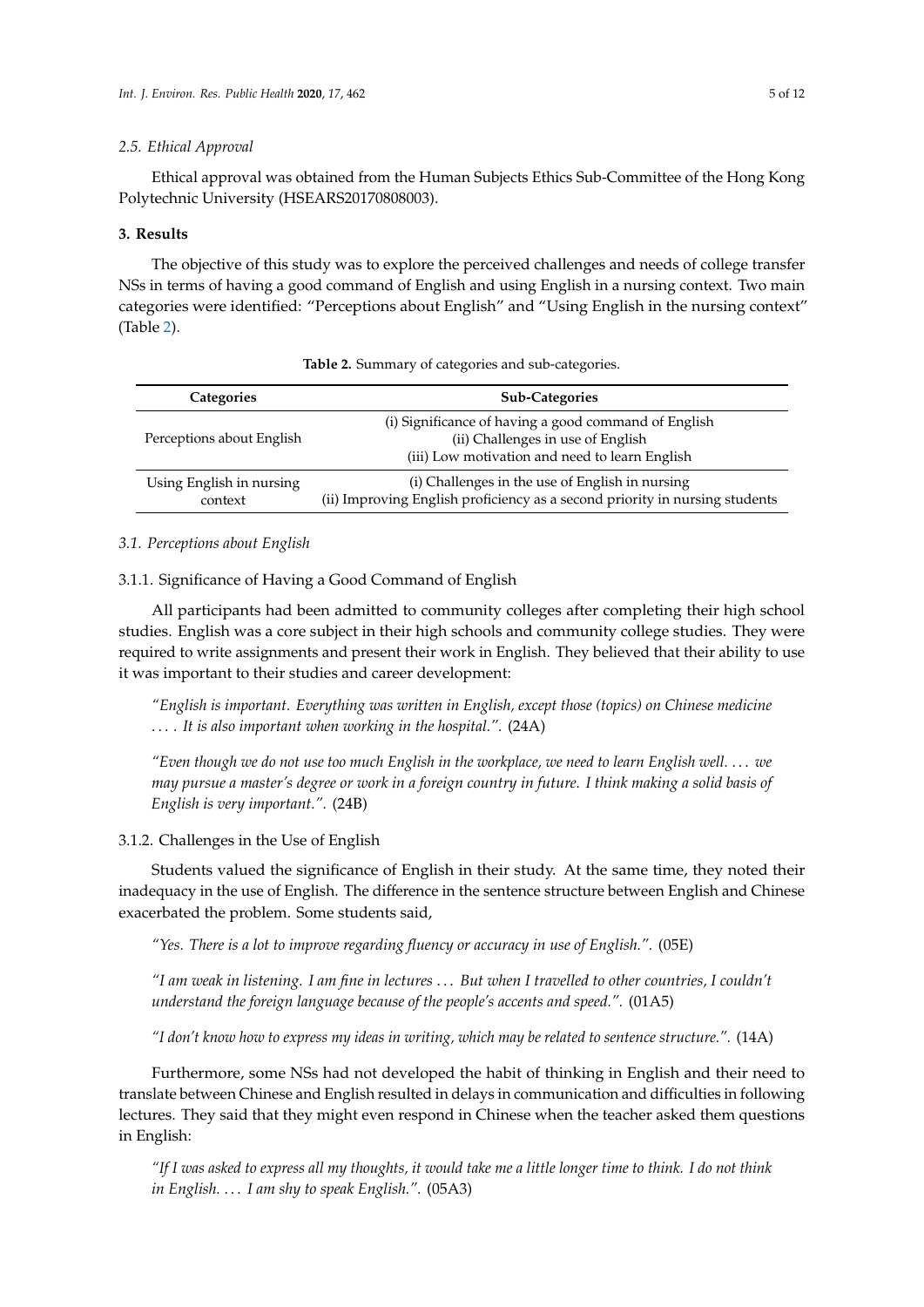### 2.5. Ethical Approval

Ethical approval was obtained from the Human Subjects Ethics Sub-Committee of the Hong Kong Polytechnic University (HSEARS20170808003).

## 3. Results

The objective of this study was to explore the perceived challenges and needs of college transfer NSs in terms of having a good command of English and using English in a nursing context. Two main categories were identified: "Perceptions about English" and "Using English in the nursing context" (Table 2).

**Table 2.** Summary of categories and sub-categories.

| Categories | Sub-Categories |
|---|---|
| Perceptions about English | (i) Significance of having a good command of English<br>(ii) Challenges in use of English<br>(iii) Low motivation and need to learn English |
| Using English in nursing context | (i) Challenges in the use of English in nursing<br>(ii) Improving English proficiency as a second priority in nursing students |

### 3.1. Perceptions about English

#### 3.1.1. Significance of Having a Good Command of English

All participants had been admitted to community colleges after completing their high school studies. English was a core subject in their high schools and community college studies. They were required to write assignments and present their work in English. They believed that their ability to use it was important to their studies and career development:

> *"English is important. Everything was written in English, except those (topics) on Chinese medicine . . . . It is also important when working in the hospital.".* (24A)

> *"Even though we do not use too much English in the workplace, we need to learn English well. . . . we may pursue a master's degree or work in a foreign country in future. I think making a solid basis of English is very important.".* (24B)

#### 3.1.2. Challenges in the Use of English

Students valued the significance of English in their study. At the same time, they noted their inadequacy in the use of English. The difference in the sentence structure between English and Chinese exacerbated the problem. Some students said,

> *"Yes. There is a lot to improve regarding fluency or accuracy in use of English.".* (05E)

> *"I am weak in listening. I am fine in lectures . . . But when I travelled to other countries, I couldn't understand the foreign language because of the people's accents and speed.".* (01A5)

> *"I don't know how to express my ideas in writing, which may be related to sentence structure.".* (14A)

Furthermore, some NSs had not developed the habit of thinking in English and their need to translate between Chinese and English resulted in delays in communication and difficulties in following lectures. They said that they might even respond in Chinese when the teacher asked them questions in English:

> *"If I was asked to express all my thoughts, it would take me a little longer time to think. I do not think in English. . . . I am shy to speak English.".* (05A3)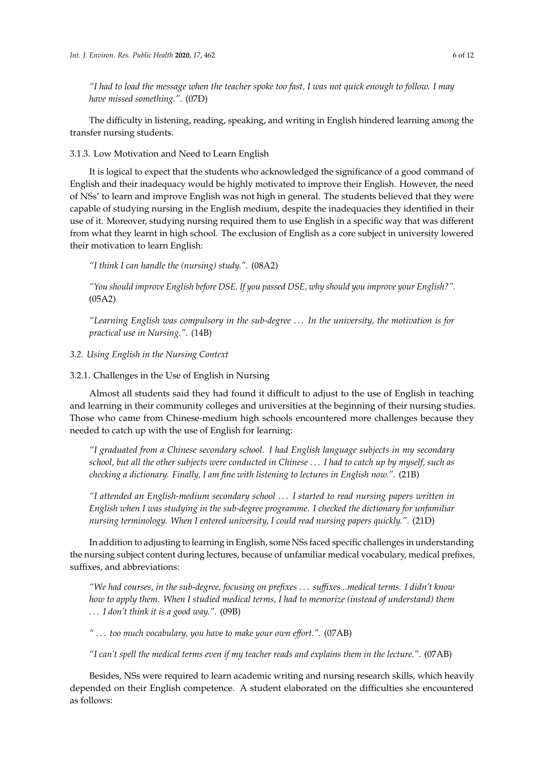*"I had to load the message when the teacher spoke too fast, I was not quick enough to follow. I may have missed something.".* (07D)

The difficulty in listening, reading, speaking, and writing in English hindered learning among the transfer nursing students.

#### 3.1.3. Low Motivation and Need to Learn English

It is logical to expect that the students who acknowledged the significance of a good command of English and their inadequacy would be highly motivated to improve their English. However, the need of NSs' to learn and improve English was not high in general. The students believed that they were capable of studying nursing in the English medium, despite the inadequacies they identified in their use of it. Moreover, studying nursing required them to use English in a specific way that was different from what they learnt in high school. The exclusion of English as a core subject in university lowered their motivation to learn English:

*"I think I can handle the (nursing) study.".* (08A2)

*"You should improve English before DSE. If you passed DSE, why should you improve your English?".* (05A2)

*"Learning English was compulsory in the sub-degree ... In the university, the motivation is for practical use in Nursing.".* (14B)

### *3.2. Using English in the Nursing Context*

#### 3.2.1. Challenges in the Use of English in Nursing

Almost all students said they had found it difficult to adjust to the use of English in teaching and learning in their community colleges and universities at the beginning of their nursing studies. Those who came from Chinese-medium high schools encountered more challenges because they needed to catch up with the use of English for learning:

*"I graduated from a Chinese secondary school. I had English language subjects in my secondary school, but all the other subjects were conducted in Chinese ... I had to catch up by myself, such as checking a dictionary. Finally, I am fine with listening to lectures in English now.".* (21B)

*"I attended an English-medium secondary school ... I started to read nursing papers written in English when I was studying in the sub-degree programme. I checked the dictionary for unfamiliar nursing terminology. When I entered university, I could read nursing papers quickly.".* (21D)

In addition to adjusting to learning in English, some NSs faced specific challenges in understanding the nursing subject content during lectures, because of unfamiliar medical vocabulary, medical prefixes, suffixes, and abbreviations:

*"We had courses, in the sub-degree, focusing on prefixes ... suffixes...medical terms. I didn't know how to apply them. When I studied medical terms, I had to memorize (instead of understand) them ... I don't think it is a good way.".* (09B)

*" ... too much vocabulary, you have to make your own effort.".* (07AB)

*"I can't spell the medical terms even if my teacher reads and explains them in the lecture.".* (07AB)

Besides, NSs were required to learn academic writing and nursing research skills, which heavily depended on their English competence. A student elaborated on the difficulties she encountered as follows: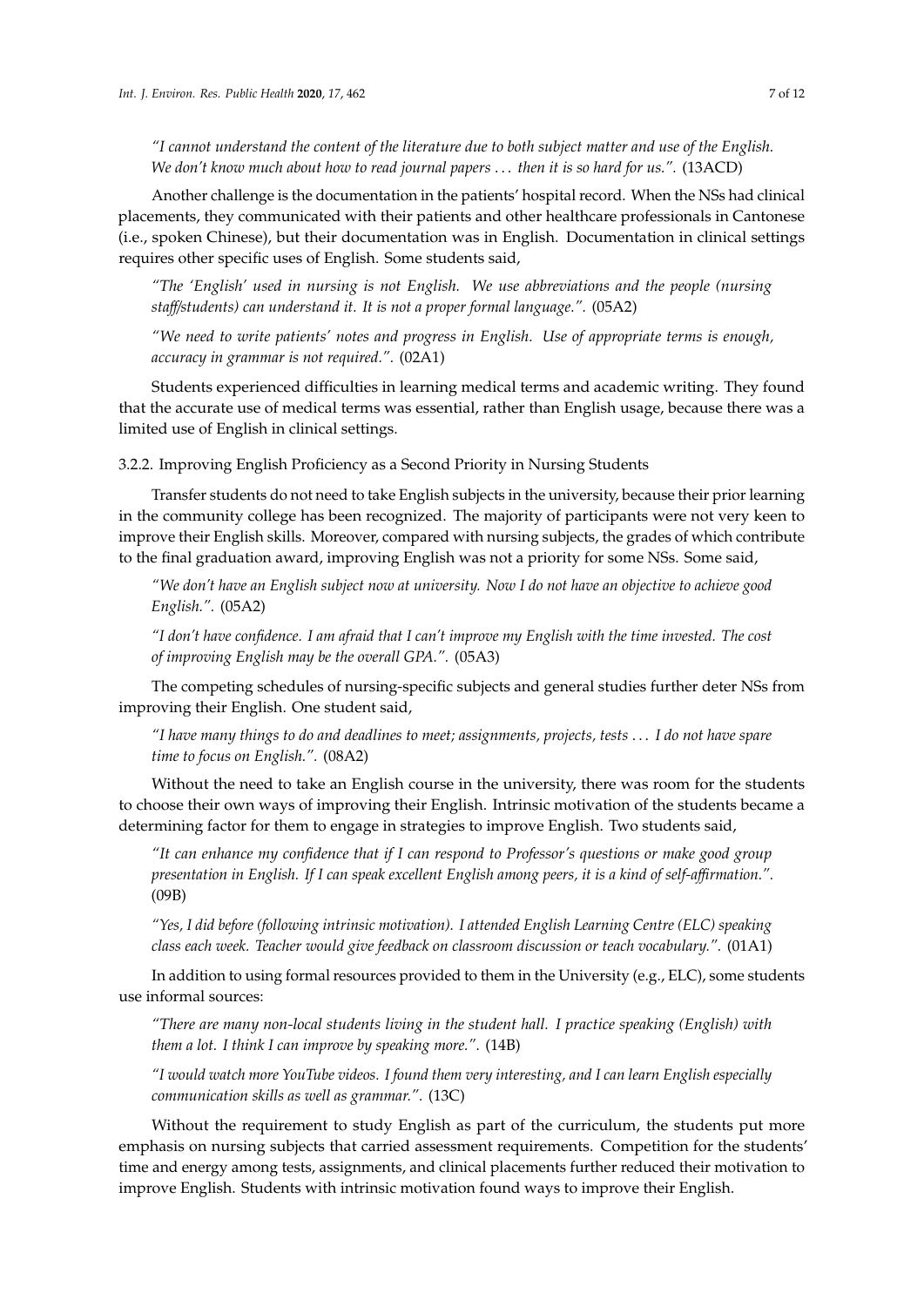*"I cannot understand the content of the literature due to both subject matter and use of the English. We don't know much about how to read journal papers ... then it is so hard for us."*. (13ACD)

Another challenge is the documentation in the patients' hospital record. When the NSs had clinical placements, they communicated with their patients and other healthcare professionals in Cantonese (i.e., spoken Chinese), but their documentation was in English. Documentation in clinical settings requires other specific uses of English. Some students said,

*"The 'English' used in nursing is not English. We use abbreviations and the people (nursing staff/students) can understand it. It is not a proper formal language."*. (05A2)

*"We need to write patients' notes and progress in English. Use of appropriate terms is enough, accuracy in grammar is not required."*. (02A1)

Students experienced difficulties in learning medical terms and academic writing. They found that the accurate use of medical terms was essential, rather than English usage, because there was a limited use of English in clinical settings.

#### 3.2.2. Improving English Proficiency as a Second Priority in Nursing Students

Transfer students do not need to take English subjects in the university, because their prior learning in the community college has been recognized. The majority of participants were not very keen to improve their English skills. Moreover, compared with nursing subjects, the grades of which contribute to the final graduation award, improving English was not a priority for some NSs. Some said,

*"We don't have an English subject now at university. Now I do not have an objective to achieve good English."*. (05A2)

*"I don't have confidence. I am afraid that I can't improve my English with the time invested. The cost of improving English may be the overall GPA."*. (05A3)

The competing schedules of nursing-specific subjects and general studies further deter NSs from improving their English. One student said,

*"I have many things to do and deadlines to meet; assignments, projects, tests ... I do not have spare time to focus on English."*. (08A2)

Without the need to take an English course in the university, there was room for the students to choose their own ways of improving their English. Intrinsic motivation of the students became a determining factor for them to engage in strategies to improve English. Two students said,

*"It can enhance my confidence that if I can respond to Professor's questions or make good group presentation in English. If I can speak excellent English among peers, it is a kind of self-affirmation."*. (09B)

*"Yes, I did before (following intrinsic motivation). I attended English Learning Centre (ELC) speaking class each week. Teacher would give feedback on classroom discussion or teach vocabulary."*. (01A1)

In addition to using formal resources provided to them in the University (e.g., ELC), some students use informal sources:

*"There are many non-local students living in the student hall. I practice speaking (English) with them a lot. I think I can improve by speaking more."*. (14B)

*"I would watch more YouTube videos. I found them very interesting, and I can learn English especially communication skills as well as grammar."*. (13C)

Without the requirement to study English as part of the curriculum, the students put more emphasis on nursing subjects that carried assessment requirements. Competition for the students' time and energy among tests, assignments, and clinical placements further reduced their motivation to improve English. Students with intrinsic motivation found ways to improve their English.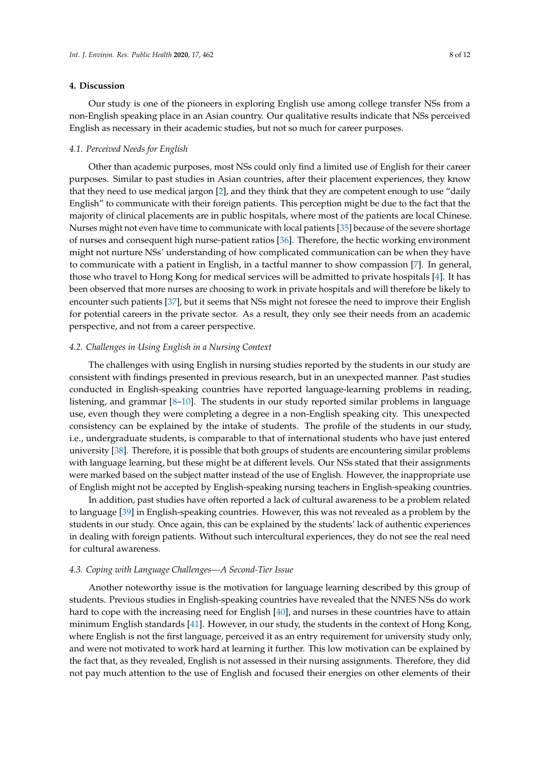## 4. Discussion

Our study is one of the pioneers in exploring English use among college transfer NSs from a non-English speaking place in an Asian country. Our qualitative results indicate that NSs perceived English as necessary in their academic studies, but not so much for career purposes.

### *4.1. Perceived Needs for English*

Other than academic purposes, most NSs could only find a limited use of English for their career purposes. Similar to past studies in Asian countries, after their placement experiences, they know that they need to use medical jargon [2], and they think that they are competent enough to use "daily English" to communicate with their foreign patients. This perception might be due to the fact that the majority of clinical placements are in public hospitals, where most of the patients are local Chinese. Nurses might not even have time to communicate with local patients [35] because of the severe shortage of nurses and consequent high nurse-patient ratios [36]. Therefore, the hectic working environment might not nurture NSs' understanding of how complicated communication can be when they have to communicate with a patient in English, in a tactful manner to show compassion [7]. In general, those who travel to Hong Kong for medical services will be admitted to private hospitals [4]. It has been observed that more nurses are choosing to work in private hospitals and will therefore be likely to encounter such patients [37], but it seems that NSs might not foresee the need to improve their English for potential careers in the private sector. As a result, they only see their needs from an academic perspective, and not from a career perspective.

### *4.2. Challenges in Using English in a Nursing Context*

The challenges with using English in nursing studies reported by the students in our study are consistent with findings presented in previous research, but in an unexpected manner. Past studies conducted in English-speaking countries have reported language-learning problems in reading, listening, and grammar [8–10]. The students in our study reported similar problems in language use, even though they were completing a degree in a non-English speaking city. This unexpected consistency can be explained by the intake of students. The profile of the students in our study, i.e., undergraduate students, is comparable to that of international students who have just entered university [38]. Therefore, it is possible that both groups of students are encountering similar problems with language learning, but these might be at different levels. Our NSs stated that their assignments were marked based on the subject matter instead of the use of English. However, the inappropriate use of English might not be accepted by English-speaking nursing teachers in English-speaking countries.

In addition, past studies have often reported a lack of cultural awareness to be a problem related to language [39] in English-speaking countries. However, this was not revealed as a problem by the students in our study. Once again, this can be explained by the students' lack of authentic experiences in dealing with foreign patients. Without such intercultural experiences, they do not see the real need for cultural awareness.

### *4.3. Coping with Language Challenges—A Second-Tier Issue*

Another noteworthy issue is the motivation for language learning described by this group of students. Previous studies in English-speaking countries have revealed that the NNES NSs do work hard to cope with the increasing need for English [40], and nurses in these countries have to attain minimum English standards [41]. However, in our study, the students in the context of Hong Kong, where English is not the first language, perceived it as an entry requirement for university study only, and were not motivated to work hard at learning it further. This low motivation can be explained by the fact that, as they revealed, English is not assessed in their nursing assignments. Therefore, they did not pay much attention to the use of English and focused their energies on other elements of their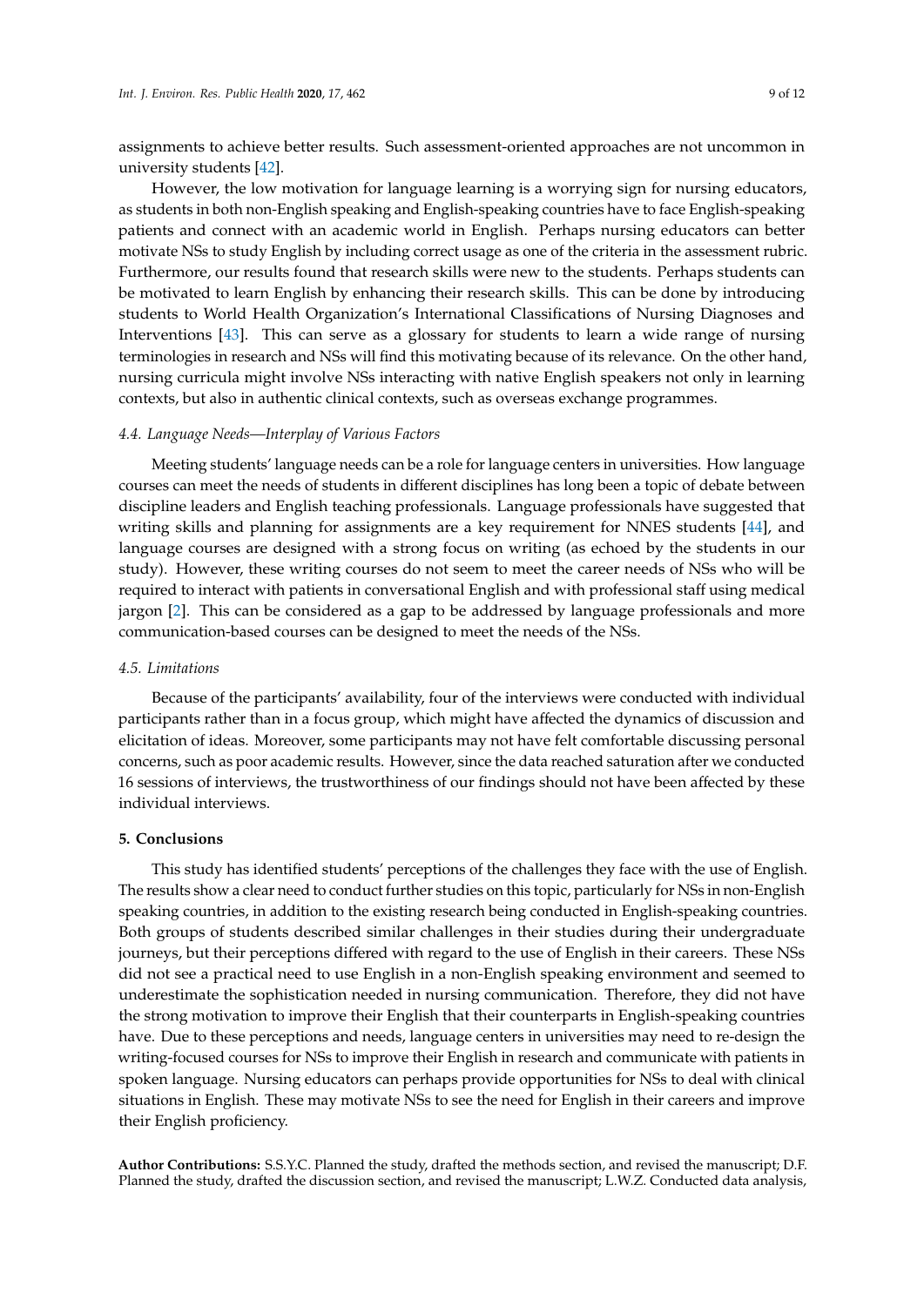assignments to achieve better results. Such assessment-oriented approaches are not uncommon in university students [42].

However, the low motivation for language learning is a worrying sign for nursing educators, as students in both non-English speaking and English-speaking countries have to face English-speaking patients and connect with an academic world in English. Perhaps nursing educators can better motivate NSs to study English by including correct usage as one of the criteria in the assessment rubric. Furthermore, our results found that research skills were new to the students. Perhaps students can be motivated to learn English by enhancing their research skills. This can be done by introducing students to World Health Organization's International Classifications of Nursing Diagnoses and Interventions [43]. This can serve as a glossary for students to learn a wide range of nursing terminologies in research and NSs will find this motivating because of its relevance. On the other hand, nursing curricula might involve NSs interacting with native English speakers not only in learning contexts, but also in authentic clinical contexts, such as overseas exchange programmes.

### *4.4. Language Needs—Interplay of Various Factors*

Meeting students' language needs can be a role for language centers in universities. How language courses can meet the needs of students in different disciplines has long been a topic of debate between discipline leaders and English teaching professionals. Language professionals have suggested that writing skills and planning for assignments are a key requirement for NNES students [44], and language courses are designed with a strong focus on writing (as echoed by the students in our study). However, these writing courses do not seem to meet the career needs of NSs who will be required to interact with patients in conversational English and with professional staff using medical jargon [2]. This can be considered as a gap to be addressed by language professionals and more communication-based courses can be designed to meet the needs of the NSs.

### *4.5. Limitations*

Because of the participants' availability, four of the interviews were conducted with individual participants rather than in a focus group, which might have affected the dynamics of discussion and elicitation of ideas. Moreover, some participants may not have felt comfortable discussing personal concerns, such as poor academic results. However, since the data reached saturation after we conducted 16 sessions of interviews, the trustworthiness of our findings should not have been affected by these individual interviews.

## **5. Conclusions**

This study has identified students' perceptions of the challenges they face with the use of English. The results show a clear need to conduct further studies on this topic, particularly for NSs in non-English speaking countries, in addition to the existing research being conducted in English-speaking countries. Both groups of students described similar challenges in their studies during their undergraduate journeys, but their perceptions differed with regard to the use of English in their careers. These NSs did not see a practical need to use English in a non-English speaking environment and seemed to underestimate the sophistication needed in nursing communication. Therefore, they did not have the strong motivation to improve their English that their counterparts in English-speaking countries have. Due to these perceptions and needs, language centers in universities may need to re-design the writing-focused courses for NSs to improve their English in research and communicate with patients in spoken language. Nursing educators can perhaps provide opportunities for NSs to deal with clinical situations in English. These may motivate NSs to see the need for English in their careers and improve their English proficiency.

**Author Contributions:** S.S.Y.C. Planned the study, drafted the methods section, and revised the manuscript; D.F. Planned the study, drafted the discussion section, and revised the manuscript; L.W.Z. Conducted data analysis,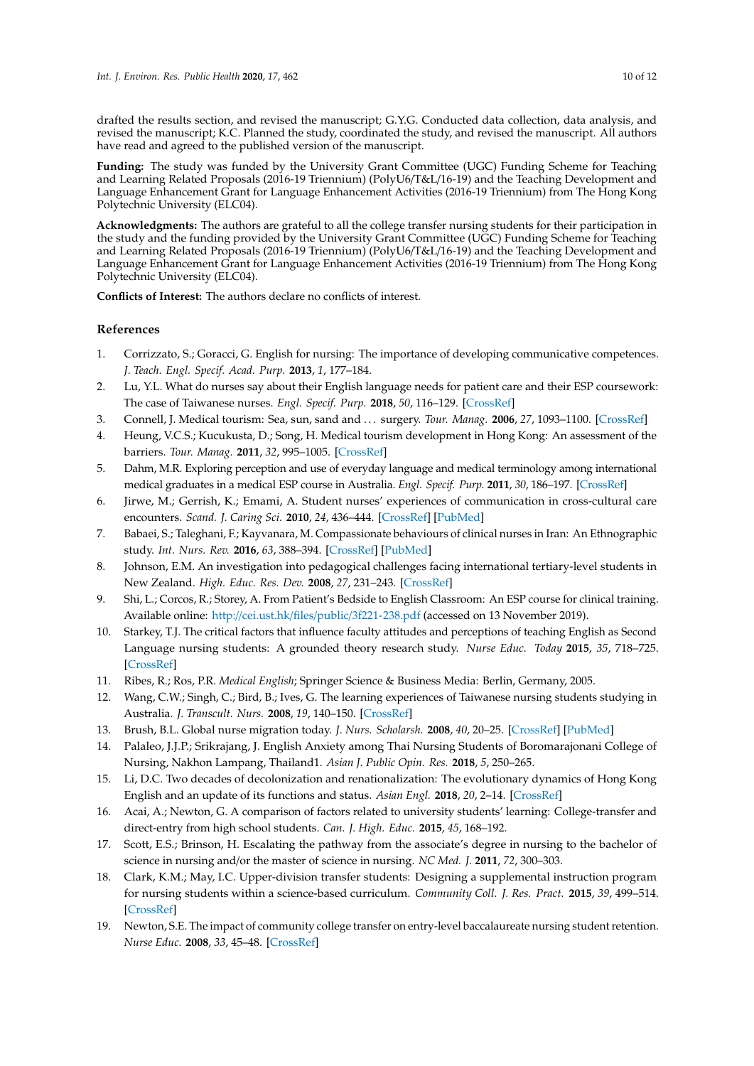drafted the results section, and revised the manuscript; G.Y.G. Conducted data collection, data analysis, and revised the manuscript; K.C. Planned the study, coordinated the study, and revised the manuscript. All authors have read and agreed to the published version of the manuscript.

**Funding:** The study was funded by the University Grant Committee (UGC) Funding Scheme for Teaching and Learning Related Proposals (2016-19 Triennium) (PolyU6/T&L/16-19) and the Teaching Development and Language Enhancement Grant for Language Enhancement Activities (2016-19 Triennium) from The Hong Kong Polytechnic University (ELC04).

**Acknowledgments:** The authors are grateful to all the college transfer nursing students for their participation in the study and the funding provided by the University Grant Committee (UGC) Funding Scheme for Teaching and Learning Related Proposals (2016-19 Triennium) (PolyU6/T&L/16-19) and the Teaching Development and Language Enhancement Grant for Language Enhancement Activities (2016-19 Triennium) from The Hong Kong Polytechnic University (ELC04).

**Conflicts of Interest:** The authors declare no conflicts of interest.

## References

1. Corrizzato, S.; Goracci, G. English for nursing: The importance of developing communicative competences. *J. Teach. Engl. Specif. Acad. Purp.* **2013**, *1*, 177–184.
2. Lu, Y.L. What do nurses say about their English language needs for patient care and their ESP coursework: The case of Taiwanese nurses. *Engl. Specif. Purp.* **2018**, *50*, 116–129. [CrossRef]
3. Connell, J. Medical tourism: Sea, sun, sand and ... surgery. *Tour. Manag.* **2006**, *27*, 1093–1100. [CrossRef]
4. Heung, V.C.S.; Kucukusta, D.; Song, H. Medical tourism development in Hong Kong: An assessment of the barriers. *Tour. Manag.* **2011**, *32*, 995–1005. [CrossRef]
5. Dahm, M.R. Exploring perception and use of everyday language and medical terminology among international medical graduates in a medical ESP course in Australia. *Engl. Specif. Purp.* **2011**, *30*, 186–197. [CrossRef]
6. Jirwe, M.; Gerrish, K.; Emami, A. Student nurses' experiences of communication in cross-cultural care encounters. *Scand. J. Caring Sci.* **2010**, *24*, 436–444. [CrossRef] [PubMed]
7. Babaei, S.; Taleghani, F.; Kayvanara, M. Compassionate behaviours of clinical nurses in Iran: An Ethnographic study. *Int. Nurs. Rev.* **2016**, *63*, 388–394. [CrossRef] [PubMed]
8. Johnson, E.M. An investigation into pedagogical challenges facing international tertiary-level students in New Zealand. *High. Educ. Res. Dev.* **2008**, *27*, 231–243. [CrossRef]
9. Shi, L.; Corcos, R.; Storey, A. From Patient's Bedside to English Classroom: An ESP course for clinical training. Available online: http://cei.ust.hk/files/public/3f221-238.pdf (accessed on 13 November 2019).
10. Starkey, T.J. The critical factors that influence faculty attitudes and perceptions of teaching English as Second Language nursing students: A grounded theory research study. *Nurse Educ. Today* **2015**, *35*, 718–725. [CrossRef]
11. Ribes, R.; Ros, P.R. *Medical English*; Springer Science & Business Media: Berlin, Germany, 2005.
12. Wang, C.W.; Singh, C.; Bird, B.; Ives, G. The learning experiences of Taiwanese nursing students studying in Australia. *J. Transcult. Nurs.* **2008**, *19*, 140–150. [CrossRef]
13. Brush, B.L. Global nurse migration today. *J. Nurs. Scholarsh.* **2008**, *40*, 20–25. [CrossRef] [PubMed]
14. Palaleo, J.J.P.; Srikrajang, J. English Anxiety among Thai Nursing Students of Boromarajonani College of Nursing, Nakhon Lampang, Thailand1. *Asian J. Public Opin. Res.* **2018**, *5*, 250–265.
15. Li, D.C. Two decades of decolonization and renationalization: The evolutionary dynamics of Hong Kong English and an update of its functions and status. *Asian Engl.* **2018**, *20*, 2–14. [CrossRef]
16. Acai, A.; Newton, G. A comparison of factors related to university students' learning: College-transfer and direct-entry from high school students. *Can. J. High. Educ.* **2015**, *45*, 168–192.
17. Scott, E.S.; Brinson, H. Escalating the pathway from the associate's degree in nursing to the bachelor of science in nursing and/or the master of science in nursing. *NC Med. J.* **2011**, *72*, 300–303.
18. Clark, K.M.; May, I.C. Upper-division transfer students: Designing a supplemental instruction program for nursing students within a science-based curriculum. *Community Coll. J. Res. Pract.* **2015**, *39*, 499–514. [CrossRef]
19. Newton, S.E. The impact of community college transfer on entry-level baccalaureate nursing student retention. *Nurse Educ.* **2008**, *33*, 45–48. [CrossRef]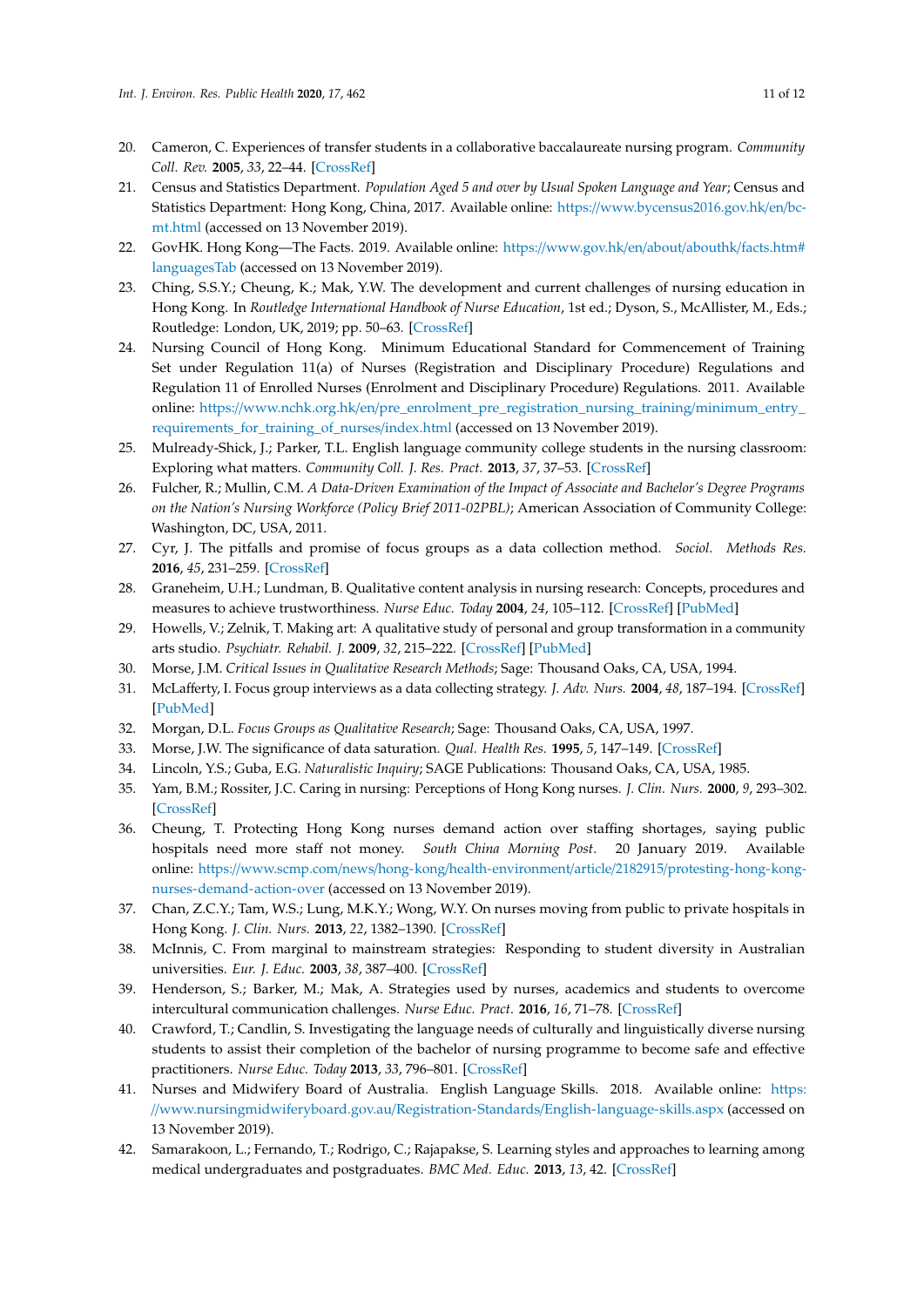20. Cameron, C. Experiences of transfer students in a collaborative baccalaureate nursing program. *Community Coll. Rev.* **2005**, *33*, 22–44. [CrossRef]
21. Census and Statistics Department. *Population Aged 5 and over by Usual Spoken Language and Year*; Census and Statistics Department: Hong Kong, China, 2017. Available online: https://www.bycensus2016.gov.hk/en/bc-mt.html (accessed on 13 November 2019).
22. GovHK. Hong Kong—The Facts. 2019. Available online: https://www.gov.hk/en/about/abouthk/facts.htm#languagesTab (accessed on 13 November 2019).
23. Ching, S.S.Y.; Cheung, K.; Mak, Y.W. The development and current challenges of nursing education in Hong Kong. In *Routledge International Handbook of Nurse Education*, 1st ed.; Dyson, S., McAllister, M., Eds.; Routledge: London, UK, 2019; pp. 50–63. [CrossRef]
24. Nursing Council of Hong Kong. Minimum Educational Standard for Commencement of Training Set under Regulation 11(a) of Nurses (Registration and Disciplinary Procedure) Regulations and Regulation 11 of Enrolled Nurses (Enrolment and Disciplinary Procedure) Regulations. 2011. Available online: https://www.nchk.org.hk/en/pre_enrolment_pre_registration_nursing_training/minimum_entry_requirements_for_training_of_nurses/index.html (accessed on 13 November 2019).
25. Mulready-Shick, J.; Parker, T.L. English language community college students in the nursing classroom: Exploring what matters. *Community Coll. J. Res. Pract.* **2013**, *37*, 37–53. [CrossRef]
26. Fulcher, R.; Mullin, C.M. *A Data-Driven Examination of the Impact of Associate and Bachelor's Degree Programs on the Nation's Nursing Workforce (Policy Brief 2011-02PBL)*; American Association of Community College: Washington, DC, USA, 2011.
27. Cyr, J. The pitfalls and promise of focus groups as a data collection method. *Sociol. Methods Res.* **2016**, *45*, 231–259. [CrossRef]
28. Graneheim, U.H.; Lundman, B. Qualitative content analysis in nursing research: Concepts, procedures and measures to achieve trustworthiness. *Nurse Educ. Today* **2004**, *24*, 105–112. [CrossRef] [PubMed]
29. Howells, V.; Zelnik, T. Making art: A qualitative study of personal and group transformation in a community arts studio. *Psychiatr. Rehabil. J.* **2009**, *32*, 215–222. [CrossRef] [PubMed]
30. Morse, J.M. *Critical Issues in Qualitative Research Methods*; Sage: Thousand Oaks, CA, USA, 1994.
31. McLafferty, I. Focus group interviews as a data collecting strategy. *J. Adv. Nurs.* **2004**, *48*, 187–194. [CrossRef] [PubMed]
32. Morgan, D.L. *Focus Groups as Qualitative Research*; Sage: Thousand Oaks, CA, USA, 1997.
33. Morse, J.W. The significance of data saturation. *Qual. Health Res.* **1995**, *5*, 147–149. [CrossRef]
34. Lincoln, Y.S.; Guba, E.G. *Naturalistic Inquiry*; SAGE Publications: Thousand Oaks, CA, USA, 1985.
35. Yam, B.M.; Rossiter, J.C. Caring in nursing: Perceptions of Hong Kong nurses. *J. Clin. Nurs.* **2000**, *9*, 293–302. [CrossRef]
36. Cheung, T. Protecting Hong Kong nurses demand action over staffing shortages, saying public hospitals need more staff not money. *South China Morning Post*. 20 January 2019. Available online: https://www.scmp.com/news/hong-kong/health-environment/article/2182915/protesting-hong-kong-nurses-demand-action-over (accessed on 13 November 2019).
37. Chan, Z.C.Y.; Tam, W.S.; Lung, M.K.Y.; Wong, W.Y. On nurses moving from public to private hospitals in Hong Kong. *J. Clin. Nurs.* **2013**, *22*, 1382–1390. [CrossRef]
38. McInnis, C. From marginal to mainstream strategies: Responding to student diversity in Australian universities. *Eur. J. Educ.* **2003**, *38*, 387–400. [CrossRef]
39. Henderson, S.; Barker, M.; Mak, A. Strategies used by nurses, academics and students to overcome intercultural communication challenges. *Nurse Educ. Pract.* **2016**, *16*, 71–78. [CrossRef]
40. Crawford, T.; Candlin, S. Investigating the language needs of culturally and linguistically diverse nursing students to assist their completion of the bachelor of nursing programme to become safe and effective practitioners. *Nurse Educ. Today* **2013**, *33*, 796–801. [CrossRef]
41. Nurses and Midwifery Board of Australia. English Language Skills. 2018. Available online: https://www.nursingmidwiferyboard.gov.au/Registration-Standards/English-language-skills.aspx (accessed on 13 November 2019).
42. Samarakoon, L.; Fernando, T.; Rodrigo, C.; Rajapakse, S. Learning styles and approaches to learning among medical undergraduates and postgraduates. *BMC Med. Educ.* **2013**, *13*, 42. [CrossRef]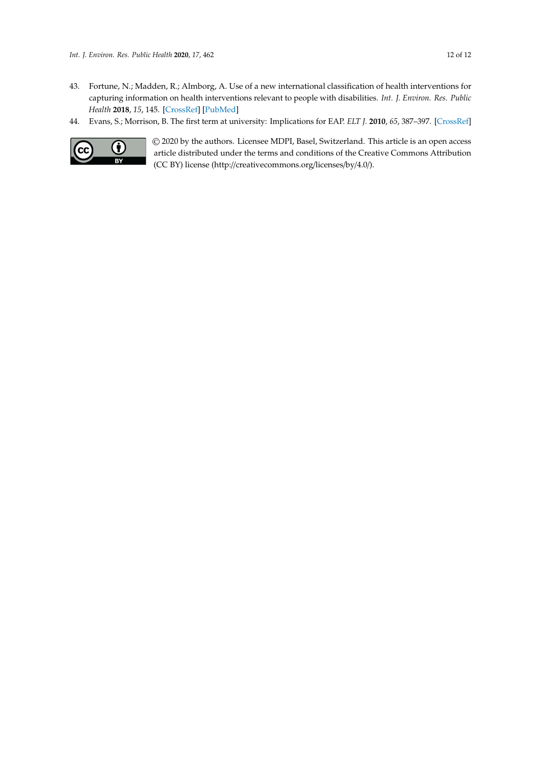43. Fortune, N.; Madden, R.; Almborg, A. Use of a new international classification of health interventions for capturing information on health interventions relevant to people with disabilities. *Int. J. Environ. Res. Public Health* **2018**, *15*, 145. [CrossRef] [PubMed]
44. Evans, S.; Morrison, B. The first term at university: Implications for EAP. *ELT J.* **2010**, *65*, 387–397. [CrossRef]

© 2020 by the authors. Licensee MDPI, Basel, Switzerland. This article is an open access article distributed under the terms and conditions of the Creative Commons Attribution (CC BY) license (http://creativecommons.org/licenses/by/4.0/).